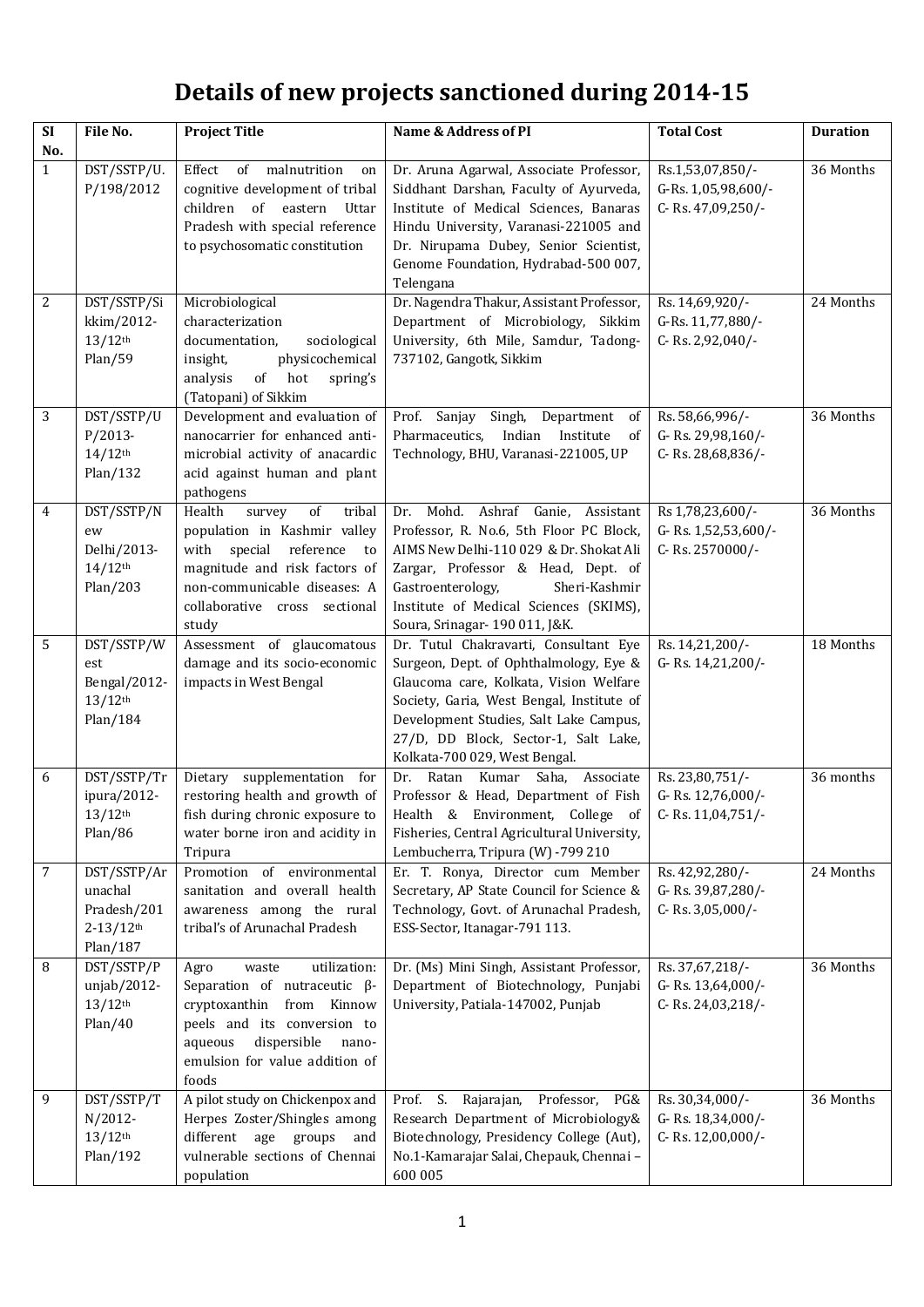# Details of new projects sanctioned during 2014-15

| SI No. | File No. | Project Title | Name & Address of PI | Total Cost | Duration |
|---|---|---|---|---|---|
| 1 | DST/SSTP/U.P/198/2012 | Effect of malnutrition on cognitive development of tribal children of eastern Uttar Pradesh with special reference to psychosomatic constitution | Dr. Aruna Agarwal, Associate Professor, Siddhant Darshan, Faculty of Ayurveda, Institute of Medical Sciences, Banaras Hindu University, Varanasi-221005 and Dr. Nirupama Dubey, Senior Scientist, Genome Foundation, Hydrabad-500 007, Telengana | Rs.1,53,07,850/- G-Rs. 1,05,98,600/- C- Rs. 47,09,250/- | 36 Months |
| 2 | DST/SSTP/Sikkim/2012-13/12th Plan/59 | Microbiological characterization documentation, sociological insight, physicochemical analysis of hot spring's (Tatopani) of Sikkim | Dr. Nagendra Thakur, Assistant Professor, Department of Microbiology, Sikkim University, 6th Mile, Samdur, Tadong-737102, Gangotk, Sikkim | Rs. 14,69,920/- G-Rs. 11,77,880/- C- Rs. 2,92,040/- | 24 Months |
| 3 | DST/SSTP/UP/2013-14/12th Plan/132 | Development and evaluation of nanocarrier for enhanced anti-microbial activity of anacardic acid against human and plant pathogens | Prof. Sanjay Singh, Department of Pharmaceutics, Indian Institute of Technology, BHU, Varanasi-221005, UP | Rs. 58,66,996/- G- Rs. 29,98,160/- C- Rs. 28,68,836/- | 36 Months |
| 4 | DST/SSTP/New Delhi/2013-14/12th Plan/203 | Health survey of tribal population in Kashmir valley with special reference to magnitude and risk factors of non-communicable diseases: A collaborative cross sectional study | Dr. Mohd. Ashraf Ganie, Assistant Professor, R. No.6, 5th Floor PC Block, AIMS New Delhi-110 029 & Dr. Shokat Ali Zargar, Professor & Head, Dept. of Gastroenterology, Sheri-Kashmir Institute of Medical Sciences (SKIMS), Soura, Srinagar- 190 011, J&K. | Rs 1,78,23,600/- G- Rs. 1,52,53,600/- C- Rs. 2570000/- | 36 Months |
| 5 | DST/SSTP/West Bengal/2012-13/12th Plan/184 | Assessment of glaucomatous damage and its socio-economic impacts in West Bengal | Dr. Tutul Chakravarti, Consultant Eye Surgeon, Dept. of Ophthalmology, Eye & Glaucoma care, Kolkata, Vision Welfare Society, Garia, West Bengal, Institute of Development Studies, Salt Lake Campus, 27/D, DD Block, Sector-1, Salt Lake, Kolkata-700 029, West Bengal. | Rs. 14,21,200/- G- Rs. 14,21,200/- | 18 Months |
| 6 | DST/SSTP/Tripura/2012-13/12th Plan/86 | Dietary supplementation for restoring health and growth of fish during chronic exposure to water borne iron and acidity in Tripura | Dr. Ratan Kumar Saha, Associate Professor & Head, Department of Fish Health & Environment, College of Fisheries, Central Agricultural University, Lembucherra, Tripura (W) -799 210 | Rs. 23,80,751/- G- Rs. 12,76,000/- C- Rs. 11,04,751/- | 36 months |
| 7 | DST/SSTP/Arunachal Pradesh/2012-13/12th Plan/187 | Promotion of environmental sanitation and overall health awareness among the rural tribal's of Arunachal Pradesh | Er. T. Ronya, Director cum Member Secretary, AP State Council for Science & Technology, Govt. of Arunachal Pradesh, ESS-Sector, Itanagar-791 113. | Rs. 42,92,280/- G- Rs. 39,87,280/- C- Rs. 3,05,000/- | 24 Months |
| 8 | DST/SSTP/Punjab/2012-13/12th Plan/40 | Agro waste utilization: Separation of nutraceutic β-cryptoxanthin from Kinnow peels and its conversion to aqueous dispersible nano-emulsion for value addition of foods | Dr. (Ms) Mini Singh, Assistant Professor, Department of Biotechnology, Punjabi University, Patiala-147002, Punjab | Rs. 37,67,218/- G- Rs. 13,64,000/- C- Rs. 24,03,218/- | 36 Months |
| 9 | DST/SSTP/TN/2012-13/12th Plan/192 | A pilot study on Chickenpox and Herpes Zoster/Shingles among different age groups and vulnerable sections of Chennai population | Prof. S. Rajarajan, Professor, PG& Research Department of Microbiology& Biotechnology, Presidency College (Aut), No.1-Kamarajar Salai, Chepauk, Chennai – 600 005 | Rs. 30,34,000/- G- Rs. 18,34,000/- C- Rs. 12,00,000/- | 36 Months |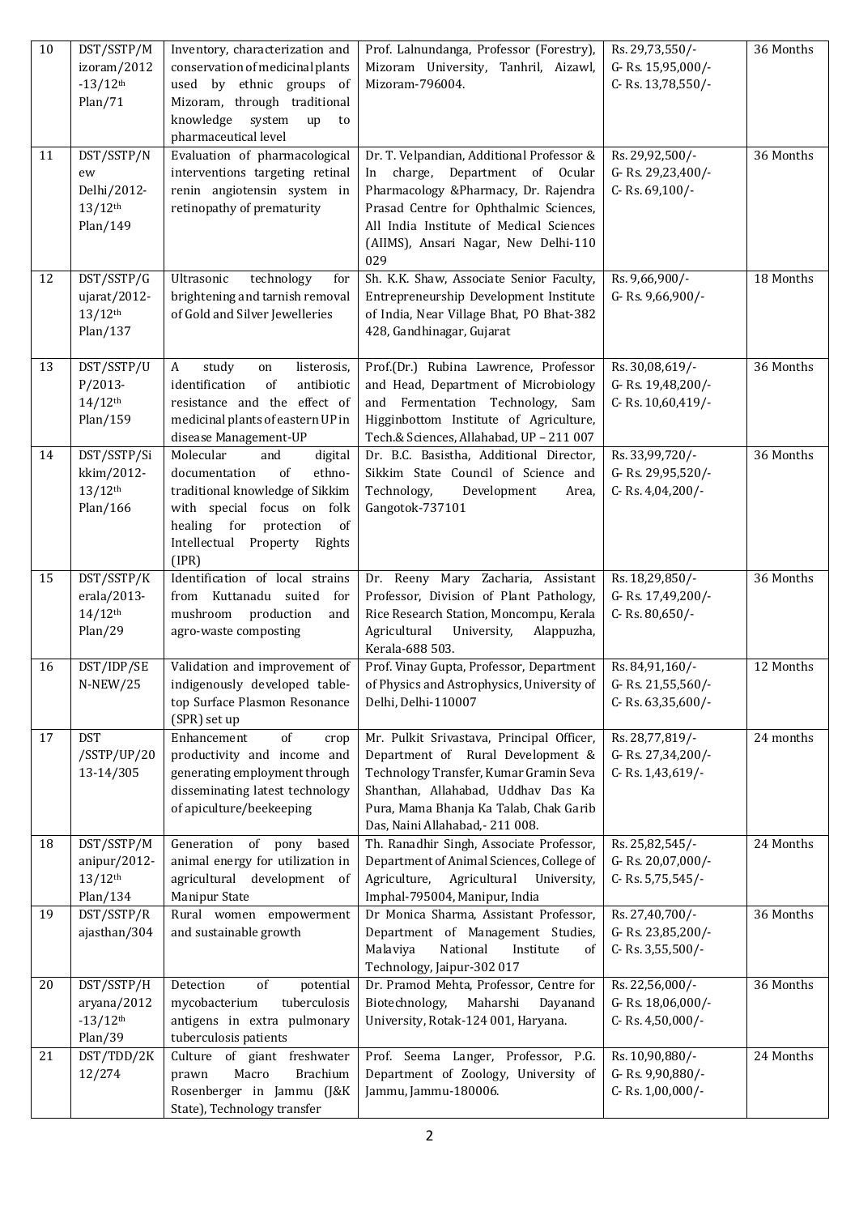| 10 | DST/SSTP/Mizoram/2012-13/12th Plan/71 | Inventory, characterization and conservation of medicinal plants used by ethnic groups of Mizoram, through traditional knowledge system up to pharmaceutical level | Prof. Lalnundanga, Professor (Forestry), Mizoram University, Tanhril, Aizawl, Mizoram-796004. | Rs. 29,73,550/- G- Rs. 15,95,000/- C- Rs. 13,78,550/- | 36 Months |
|---|---|---|---|---|---|
| 11 | DST/SSTP/New Delhi/2012-13/12th Plan/149 | Evaluation of pharmacological interventions targeting retinal renin angiotensin system in retinopathy of prematurity | Dr. T. Velpandian, Additional Professor & In charge, Department of Ocular Pharmacology &Pharmacy, Dr. Rajendra Prasad Centre for Ophthalmic Sciences, All India Institute of Medical Sciences (AIIMS), Ansari Nagar, New Delhi-110 029 | Rs. 29,92,500/- G- Rs. 29,23,400/- C- Rs. 69,100/- | 36 Months |
| 12 | DST/SSTP/Gujarat/2012-13/12th Plan/137 | Ultrasonic technology for brightening and tarnish removal of Gold and Silver Jewelleries | Sh. K.K. Shaw, Associate Senior Faculty, Entrepreneurship Development Institute of India, Near Village Bhat, PO Bhat-382 428, Gandhinagar, Gujarat | Rs. 9,66,900/- G- Rs. 9,66,900/- | 18 Months |
| 13 | DST/SSTP/UP/2013-14/12th Plan/159 | A study on listerosis, identification of antibiotic resistance and the effect of medicinal plants of eastern UP in disease Management-UP | Prof.(Dr.) Rubina Lawrence, Professor and Head, Department of Microbiology and Fermentation Technology, Sam Higginbottom Institute of Agriculture, Tech.& Sciences, Allahabad, UP – 211 007 | Rs. 30,08,619/- G- Rs. 19,48,200/- C- Rs. 10,60,419/- | 36 Months |
| 14 | DST/SSTP/Sikkim/2012-13/12th Plan/166 | Molecular and digital documentation of ethno-traditional knowledge of Sikkim with special focus on folk healing for protection of Intellectual Property Rights (IPR) | Dr. B.C. Basistha, Additional Director, Sikkim State Council of Science and Technology, Development Area, Gangotok-737101 | Rs. 33,99,720/- G- Rs. 29,95,520/- C- Rs. 4,04,200/- | 36 Months |
| 15 | DST/SSTP/Kerala/2013-14/12th Plan/29 | Identification of local strains from Kuttanadu suited for mushroom production and agro-waste composting | Dr. Reeny Mary Zacharia, Assistant Professor, Division of Plant Pathology, Rice Research Station, Moncompu, Kerala Agricultural University, Alappuzha, Kerala-688 503. | Rs. 18,29,850/- G- Rs. 17,49,200/- C- Rs. 80,650/- | 36 Months |
| 16 | DST/IDP/SEN-NEW/25 | Validation and improvement of indigenously developed table-top Surface Plasmon Resonance (SPR) set up | Prof. Vinay Gupta, Professor, Department of Physics and Astrophysics, University of Delhi, Delhi-110007 | Rs. 84,91,160/- G- Rs. 21,55,560/- C- Rs. 63,35,600/- | 12 Months |
| 17 | DST /SSTP/UP/2013-14/305 | Enhancement of crop productivity and income and generating employment through disseminating latest technology of apiculture/beekeeping | Mr. Pulkit Srivastava, Principal Officer, Department of Rural Development & Technology Transfer, Kumar Gramin Seva Shanthan, Allahabad, Uddhav Das Ka Pura, Mama Bhanja Ka Talab, Chak Garib Das, Naini Allahabad,- 211 008. | Rs. 28,77,819/- G- Rs. 27,34,200/- C- Rs. 1,43,619/- | 24 months |
| 18 | DST/SSTP/Manipur/2012-13/12th Plan/134 | Generation of pony based animal energy for utilization in agricultural development of Manipur State | Th. Ranadhir Singh, Associate Professor, Department of Animal Sciences, College of Agriculture, Agricultural University, Imphal-795004, Manipur, India | Rs. 25,82,545/- G- Rs. 20,07,000/- C- Rs. 5,75,545/- | 24 Months |
| 19 | DST/SSTP/Rajasthan/304 | Rural women empowerment and sustainable growth | Dr Monica Sharma, Assistant Professor, Department of Management Studies, Malaviya National Institute of Technology, Jaipur-302 017 | Rs. 27,40,700/- G- Rs. 23,85,200/- C- Rs. 3,55,500/- | 36 Months |
| 20 | DST/SSTP/Haryana/2012-13/12th Plan/39 | Detection of potential mycobacterium tuberculosis antigens in extra pulmonary tuberculosis patients | Dr. Pramod Mehta, Professor, Centre for Biotechnology, Maharshi Dayanand University, Rotak-124 001, Haryana. | Rs. 22,56,000/- G- Rs. 18,06,000/- C- Rs. 4,50,000/- | 36 Months |
| 21 | DST/TDD/2K12/274 | Culture of giant freshwater prawn Macro Brachium Rosenberger in Jammu (J&K State), Technology transfer | Prof. Seema Langer, Professor, P.G. Department of Zoology, University of Jammu, Jammu-180006. | Rs. 10,90,880/- G- Rs. 9,90,880/- C- Rs. 1,00,000/- | 24 Months |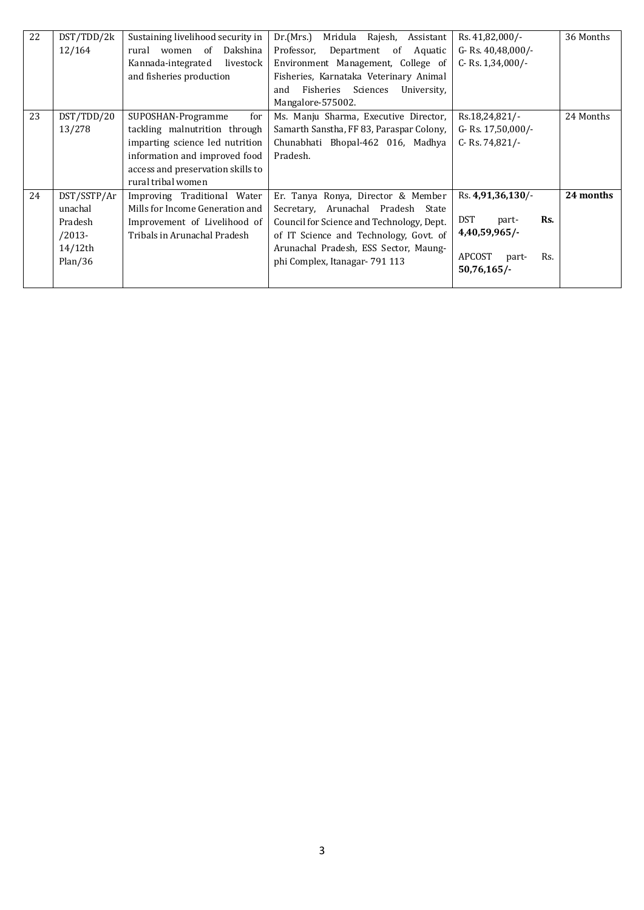| | | | | | |
|---|---|---|---|---|---|
| 22 | DST/TDD/2k 12/164 | Sustaining livelihood security in rural women of Dakshina Kannada-integrated livestock and fisheries production | Dr.(Mrs.) Mridula Rajesh, Assistant Professor, Department of Aquatic Environment Management, College of Fisheries, Karnataka Veterinary Animal and Fisheries Sciences University, Mangalore-575002. | Rs. 41,82,000/- G- Rs. 40,48,000/- C- Rs. 1,34,000/- | 36 Months |
| 23 | DST/TDD/2013/278 | SUPOSHAN-Programme for tackling malnutrition through imparting science led nutrition information and improved food access and preservation skills to rural tribal women | Ms. Manju Sharma, Executive Director, Samarth Sanstha, FF 83, Paraspar Colony, Chunabhati Bhopal-462 016, Madhya Pradesh. | Rs.18,24,821/- G- Rs. 17,50,000/- C- Rs. 74,821/- | 24 Months |
| 24 | DST/SSTP/Arunachal Pradesh /2013-14/12th Plan/36 | Improving Traditional Water Mills for Income Generation and Improvement of Livelihood of Tribals in Arunachal Pradesh | Er. Tanya Ronya, Director & Member Secretary, Arunachal Pradesh State Council for Science and Technology, Dept. of IT Science and Technology, Govt. of Arunachal Pradesh, ESS Sector, Maung-phi Complex, Itanagar- 791 113 | Rs. **4,91,36,130**/- DST part- **Rs. 4,40,59,965/-** APCOST part- Rs. **50,76,165/-** | **24 months** |